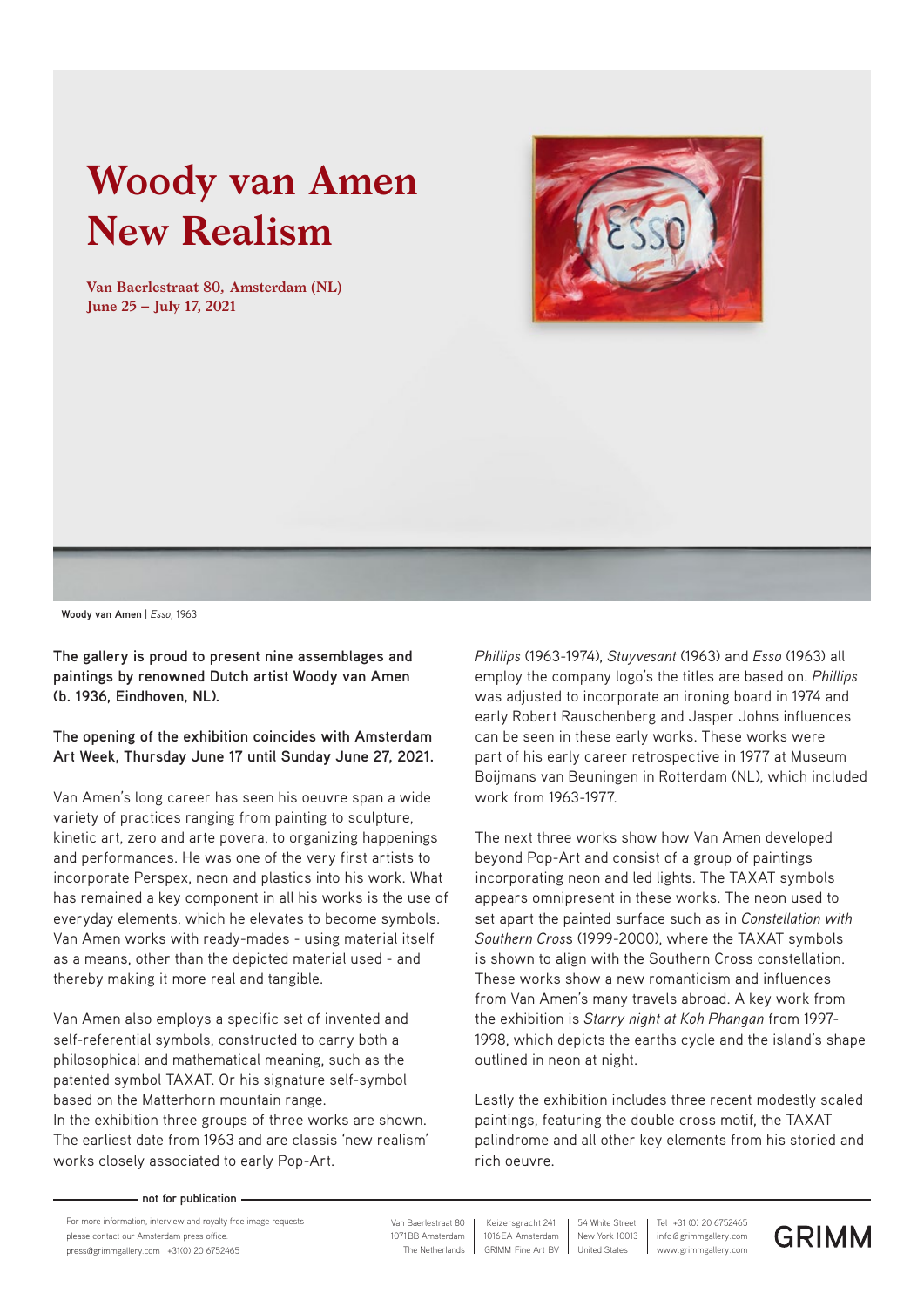# Woody van Amen
# New Realism

**Van Baerlestraat 80, Amsterdam (NL)**
**June 25 – July 17, 2021**

**Woody van Amen** | *Esso*, 1963

**The gallery is proud to present nine assemblages and paintings by renowned Dutch artist Woody van Amen (b. 1936, Eindhoven, NL).**

**The opening of the exhibition coincides with Amsterdam Art Week, Thursday June 17 until Sunday June 27, 2021.**

Van Amen's long career has seen his oeuvre span a wide variety of practices ranging from painting to sculpture, kinetic art, zero and arte povera, to organizing happenings and performances. He was one of the very first artists to incorporate Perspex, neon and plastics into his work. What has remained a key component in all his works is the use of everyday elements, which he elevates to become symbols. Van Amen works with ready-mades - using material itself as a means, other than the depicted material used - and thereby making it more real and tangible.

Van Amen also employs a specific set of invented and self-referential symbols, constructed to carry both a philosophical and mathematical meaning, such as the patented symbol TAXAT. Or his signature self-symbol based on the Matterhorn mountain range.
In the exhibition three groups of three works are shown. The earliest date from 1963 and are classis 'new realism' works closely associated to early Pop-Art.

*Phillips* (1963-1974), *Stuyvesant* (1963) and *Esso* (1963) all employ the company logo's the titles are based on. *Phillips* was adjusted to incorporate an ironing board in 1974 and early Robert Rauschenberg and Jasper Johns influences can be seen in these early works. These works were part of his early career retrospective in 1977 at Museum Boijmans van Beuningen in Rotterdam (NL), which included work from 1963-1977.

The next three works show how Van Amen developed beyond Pop-Art and consist of a group of paintings incorporating neon and led lights. The TAXAT symbols appears omnipresent in these works. The neon used to set apart the painted surface such as in *Constellation with Southern Cros*s (1999-2000), where the TAXAT symbols is shown to align with the Southern Cross constellation. These works show a new romanticism and influences from Van Amen's many travels abroad. A key work from the exhibition is *Starry night at Koh Phangan* from 1997-1998, which depicts the earths cycle and the island's shape outlined in neon at night.

Lastly the exhibition includes three recent modestly scaled paintings, featuring the double cross motif, the TAXAT palindrome and all other key elements from his storied and rich oeuvre.

**not for publication**

For more information, interview and royalty free image requests please contact our Amsterdam press office:
press@grimmgallery.com +31(0) 20 6752465

Van Baerlestraat 80
1071BB Amsterdam
The Netherlands

Keizersgracht 241
1016EA Amsterdam
GRIMM Fine Art BV

54 White Street
New York 10013
United States

Tel +31 (0) 20 6752465
info@grimmgallery.com
www.grimmgallery.com

GRIMM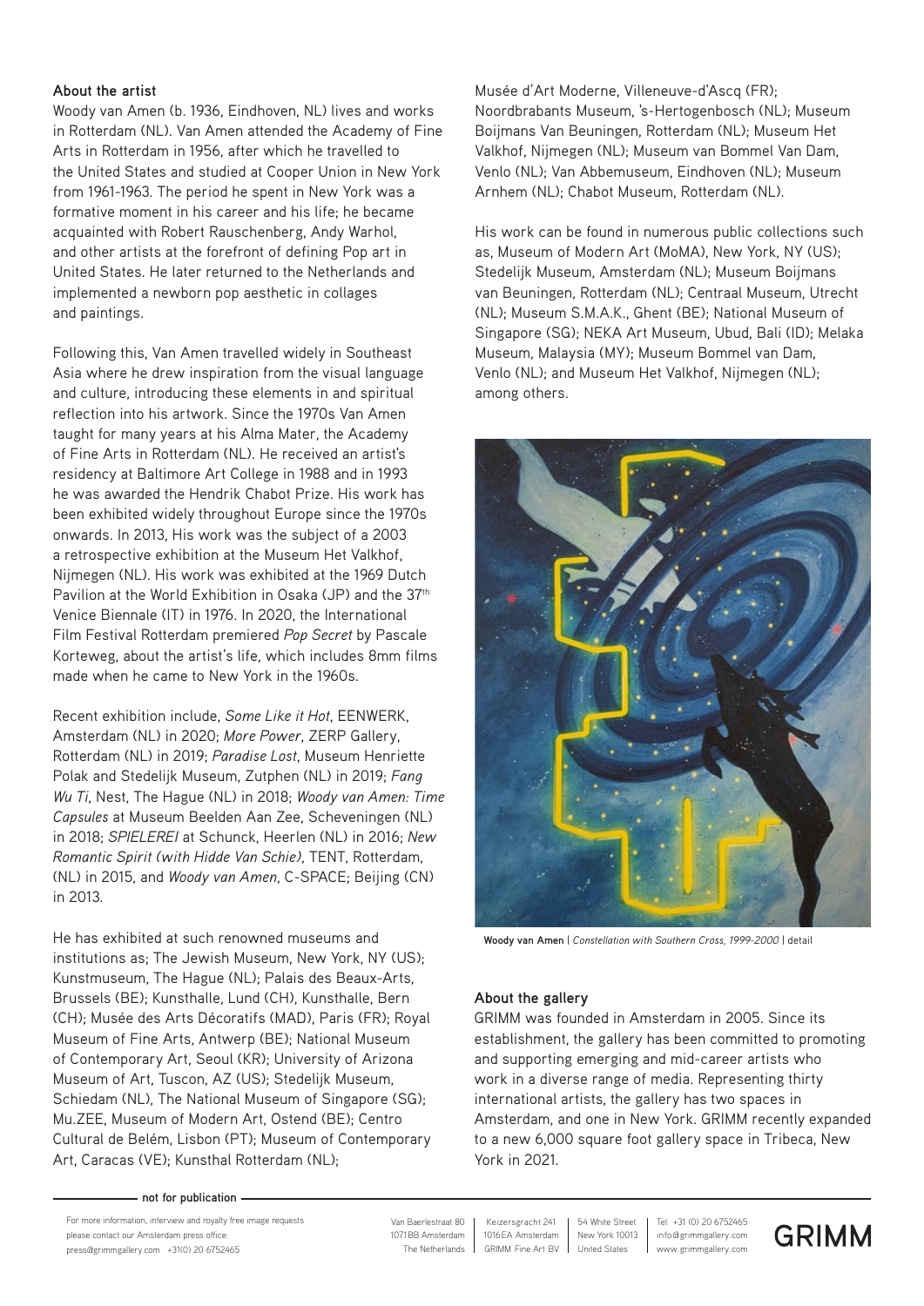## About the artist

Woody van Amen (b. 1936, Eindhoven, NL) lives and works in Rotterdam (NL). Van Amen attended the Academy of Fine Arts in Rotterdam in 1956, after which he travelled to the United States and studied at Cooper Union in New York from 1961-1963. The period he spent in New York was a formative moment in his career and his life; he became acquainted with Robert Rauschenberg, Andy Warhol, and other artists at the forefront of defining Pop art in United States. He later returned to the Netherlands and implemented a newborn pop aesthetic in collages and paintings.

Following this, Van Amen travelled widely in Southeast Asia where he drew inspiration from the visual language and culture, introducing these elements in and spiritual reflection into his artwork. Since the 1970s Van Amen taught for many years at his Alma Mater, the Academy of Fine Arts in Rotterdam (NL). He received an artist's residency at Baltimore Art College in 1988 and in 1993 he was awarded the Hendrik Chabot Prize. His work has been exhibited widely throughout Europe since the 1970s onwards. In 2013, His work was the subject of a 2003 a retrospective exhibition at the Museum Het Valkhof, Nijmegen (NL). His work was exhibited at the 1969 Dutch Pavilion at the World Exhibition in Osaka (JP) and the 37th Venice Biennale (IT) in 1976. In 2020, the International Film Festival Rotterdam premiered *Pop Secret* by Pascale Korteweg, about the artist's life, which includes 8mm films made when he came to New York in the 1960s.

Recent exhibition include, *Some Like it Hot*, EENWERK, Amsterdam (NL) in 2020; *More Power*, ZERP Gallery, Rotterdam (NL) in 2019; *Paradise Lost*, Museum Henriette Polak and Stedelijk Museum, Zutphen (NL) in 2019; *Fang Wu Ti*, Nest, The Hague (NL) in 2018; *Woody van Amen: Time Capsules* at Museum Beelden Aan Zee, Scheveningen (NL) in 2018; *SPIELEREI* at Schunck, Heerlen (NL) in 2016; *New Romantic Spirit (with Hidde Van Schie)*, TENT, Rotterdam, (NL) in 2015, and *Woody van Amen*, C-SPACE; Beijing (CN) in 2013.

He has exhibited at such renowned museums and institutions as; The Jewish Museum, New York, NY (US); Kunstmuseum, The Hague (NL); Palais des Beaux-Arts, Brussels (BE); Kunsthalle, Lund (CH), Kunsthalle, Bern (CH); Musée des Arts Décoratifs (MAD), Paris (FR); Royal Museum of Fine Arts, Antwerp (BE); National Museum of Contemporary Art, Seoul (KR); University of Arizona Museum of Art, Tuscon, AZ (US); Stedelijk Museum, Schiedam (NL), The National Museum of Singapore (SG); Mu.ZEE, Museum of Modern Art, Ostend (BE); Centro Cultural de Belém, Lisbon (PT); Museum of Contemporary Art, Caracas (VE); Kunsthal Rotterdam (NL); Musée d'Art Moderne, Villeneuve-d'Ascq (FR); Noordbrabants Museum, 's-Hertogenbosch (NL); Museum Boijmans Van Beuningen, Rotterdam (NL); Museum Het Valkhof, Nijmegen (NL); Museum van Bommel Van Dam, Venlo (NL); Van Abbemuseum, Eindhoven (NL); Museum Arnhem (NL); Chabot Museum, Rotterdam (NL).

His work can be found in numerous public collections such as, Museum of Modern Art (MoMA), New York, NY (US); Stedelijk Museum, Amsterdam (NL); Museum Boijmans van Beuningen, Rotterdam (NL); Centraal Museum, Utrecht (NL); Museum S.M.A.K., Ghent (BE); National Museum of Singapore (SG); NEKA Art Museum, Ubud, Bali (ID); Melaka Museum, Malaysia (MY); Museum Bommel van Dam, Venlo (NL); and Museum Het Valkhof, Nijmegen (NL); among others.

**Woody van Amen** | *Constellation with Southern Cross, 1999-2000* | detail

## About the gallery

GRIMM was founded in Amsterdam in 2005. Since its establishment, the gallery has been committed to promoting and supporting emerging and mid-career artists who work in a diverse range of media. Representing thirty international artists, the gallery has two spaces in Amsterdam, and one in New York. GRIMM recently expanded to a new 6,000 square foot gallery space in Tribeca, New York in 2021.

**not for publication**

For more information, interview and royalty free image requests please contact our Amsterdam press office: press@grimmgallery.com +31(0) 20 6752465

Van Baerlestraat 80, 1071BB Amsterdam, The Netherlands | Keizersgracht 241, 1016EA Amsterdam, GRIMM Fine Art BV | 54 White Street, New York 10013, United States | Tel +31 (0) 20 6752465, info@grimmgallery.com, www.grimmgallery.com

GRIMM